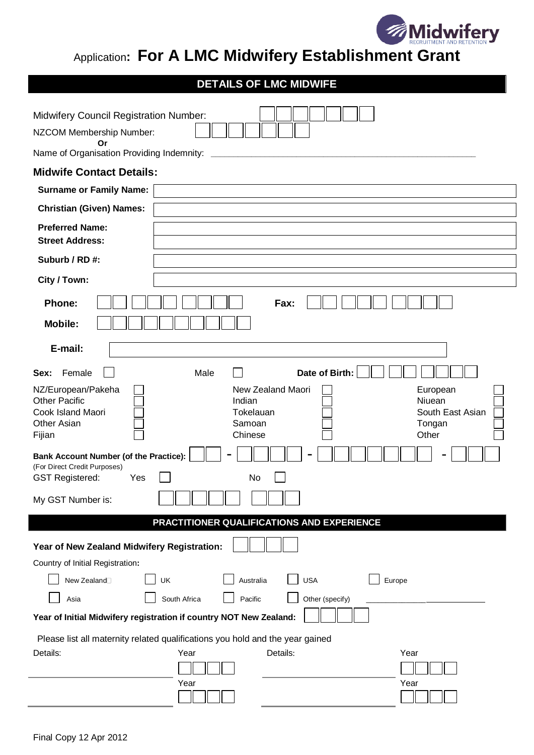Midwifery RECRUITMENT AND RETENTION

# Application: For A LMC Midwifery Establishment Grant

## DETAILS OF LMC MIDWIFE

Midwifery Council Registration Number: ☐☐☐☐☐☐☐

NZCOM Membership Number: ☐☐☐☐☐☐☐

**Or**

Name of Organisation Providing Indemnity: ____________________________________________

### Midwife Contact Details:

| | |
|---|---|
| **Surname or Family Name:** | |
| **Christian (Given) Names:** | |
| **Preferred Name:** | |
| **Street Address:** | |
| **Suburb / RD #:** | |
| **City / Town:** | |

**Phone:** ☐☐ ☐☐☐ ☐☐☐☐ **Fax:** ☐☐ ☐☐☐ ☐☐☐☐

**Mobile:** ☐☐☐ ☐☐☐☐☐☐☐

**E-mail:** ____________________

**Sex:** Female ☐ Male ☐ **Date of Birth:** ☐☐ ☐☐ ☐☐☐☐

| | | | | | |
|---|---|---|---|---|---|
| NZ/European/Pakeha | ☐ | New Zealand Maori | ☐ | European | ☐ |
| Other Pacific | ☐ | Indian | ☐ | Niuean | ☐ |
| Cook Island Maori | ☐ | Tokelauan | ☐ | South East Asian | ☐ |
| Other Asian | ☐ | Samoan | ☐ | Tongan | ☐ |
| Fijian | ☐ | Chinese | ☐ | Other | ☐ |

**Bank Account Number (of the Practice):** ☐☐ - ☐☐☐☐ - ☐☐☐☐☐☐☐ - ☐☐☐
(For Direct Credit Purposes)

GST Registered: Yes ☐ No ☐

My GST Number is: ☐☐☐☐☐ ☐☐☐

## PRACTITIONER QUALIFICATIONS AND EXPERIENCE

**Year of New Zealand Midwifery Registration:** ☐☐☐☐

Country of Initial Registration**:**

| | | | | |
|---|---|---|---|---|
| ☐ New Zealand | ☐ UK | ☐ Australia | ☐ USA | ☐ Europe |
| ☐ Asia | ☐ South Africa | ☐ Pacific | ☐ Other (specify) ____________ | |

**Year of Initial Midwifery registration if country NOT New Zealand:** ☐☐☐☐

Please list all maternity related qualifications you hold and the year gained

| Details: | Year | Details: | Year |
|---|---|---|---|
| | ☐☐☐☐ | | ☐☐☐☐ |
| | ☐☐☐☐ | | ☐☐☐☐ |

Final Copy 12 Apr 2012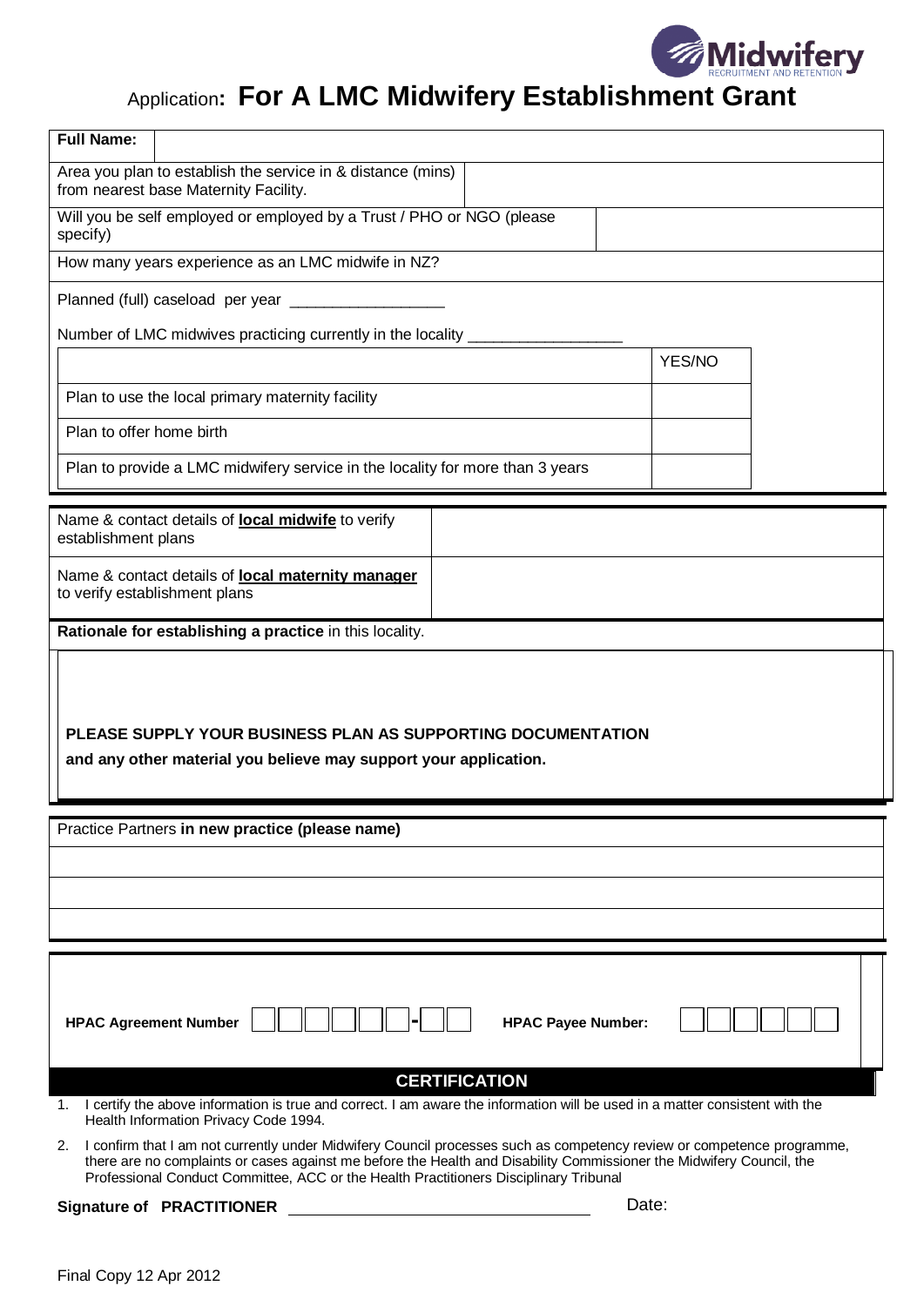Midwifery
RECRUITMENT AND RETENTION

# Application: For A LMC Midwifery Establishment Grant

| | |
|---|---|
| **Full Name:** | |
| Area you plan to establish the service in & distance (mins) from nearest base Maternity Facility. | |
| Will you be self employed or employed by a Trust / PHO or NGO (please specify) | |
| How many years experience as an LMC midwife in NZ? | |

Planned (full) caseload per year _________________

Number of LMC midwives practicing currently in the locality _________________

| | YES/NO |
|---|---|
| Plan to use the local primary maternity facility | |
| Plan to offer home birth | |
| Plan to provide a LMC midwifery service in the locality for more than 3 years | |

| | |
|---|---|
| Name & contact details of **local midwife** to verify establishment plans | |
| Name & contact details of **local maternity manager** to verify establishment plans | |

**Rationale for establishing a practice** in this locality.

**PLEASE SUPPLY YOUR BUSINESS PLAN AS SUPPORTING DOCUMENTATION**

**and any other material you believe may support your application.**

Practice Partners **in new practice (please name)**

| |
|---|
| |
| |
| |

**HPAC Agreement Number** ☐☐☐☐☐☐-☐☐ **HPAC Payee Number:** ☐☐☐☐☐☐

## CERTIFICATION

1. I certify the above information is true and correct. I am aware the information will be used in a matter consistent with the Health Information Privacy Code 1994.
2. I confirm that I am not currently under Midwifery Council processes such as competency review or competence programme, there are no complaints or cases against me before the Health and Disability Commissioner the Midwifery Council, the Professional Conduct Committee, ACC or the Health Practitioners Disciplinary Tribunal

**Signature of PRACTITIONER** ______________________________ Date:

Final Copy 12 Apr 2012